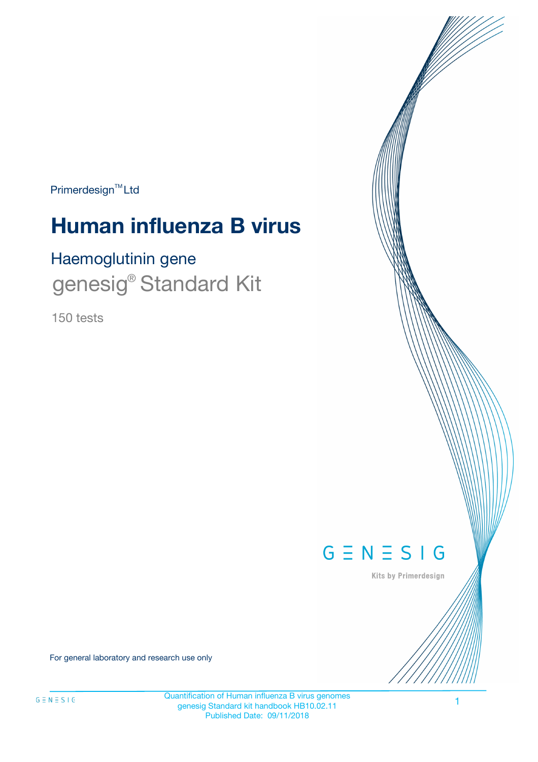Primerdesign™ Ltd

# Human influenza B virus

## Haemoglutinin gene

genesig® Standard Kit

150 tests

GENESIG

Kits by Primerdesign

For general laboratory and research use only

Quantification of Human influenza B virus genomes
genesig Standard kit handbook HB10.02.11
Published Date: 09/11/2018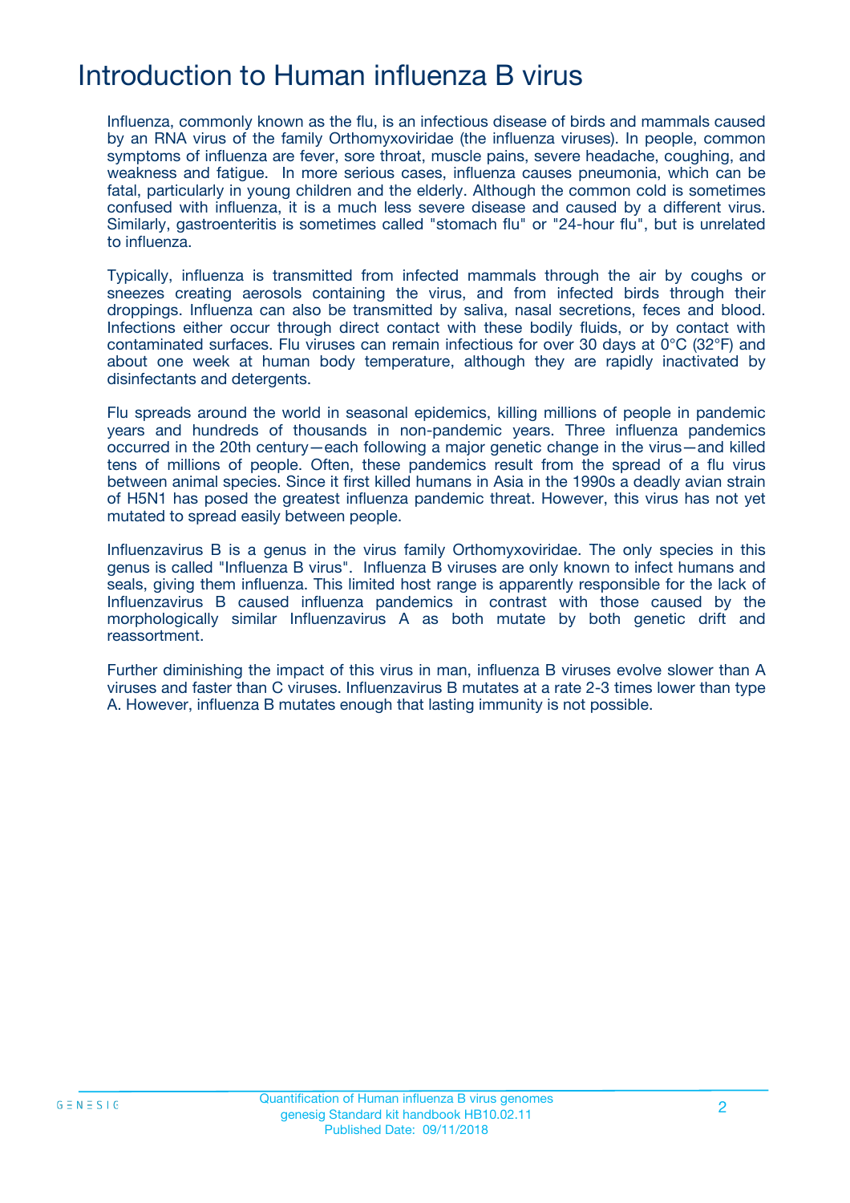# Introduction to Human influenza B virus

Influenza, commonly known as the flu, is an infectious disease of birds and mammals caused by an RNA virus of the family Orthomyxoviridae (the influenza viruses). In people, common symptoms of influenza are fever, sore throat, muscle pains, severe headache, coughing, and weakness and fatigue. In more serious cases, influenza causes pneumonia, which can be fatal, particularly in young children and the elderly. Although the common cold is sometimes confused with influenza, it is a much less severe disease and caused by a different virus. Similarly, gastroenteritis is sometimes called "stomach flu" or "24-hour flu", but is unrelated to influenza.

Typically, influenza is transmitted from infected mammals through the air by coughs or sneezes creating aerosols containing the virus, and from infected birds through their droppings. Influenza can also be transmitted by saliva, nasal secretions, feces and blood. Infections either occur through direct contact with these bodily fluids, or by contact with contaminated surfaces. Flu viruses can remain infectious for over 30 days at 0°C (32°F) and about one week at human body temperature, although they are rapidly inactivated by disinfectants and detergents.

Flu spreads around the world in seasonal epidemics, killing millions of people in pandemic years and hundreds of thousands in non-pandemic years. Three influenza pandemics occurred in the 20th century—each following a major genetic change in the virus—and killed tens of millions of people. Often, these pandemics result from the spread of a flu virus between animal species. Since it first killed humans in Asia in the 1990s a deadly avian strain of H5N1 has posed the greatest influenza pandemic threat. However, this virus has not yet mutated to spread easily between people.

Influenzavirus B is a genus in the virus family Orthomyxoviridae. The only species in this genus is called "Influenza B virus". Influenza B viruses are only known to infect humans and seals, giving them influenza. This limited host range is apparently responsible for the lack of Influenzavirus B caused influenza pandemics in contrast with those caused by the morphologically similar Influenzavirus A as both mutate by both genetic drift and reassortment.

Further diminishing the impact of this virus in man, influenza B viruses evolve slower than A viruses and faster than C viruses. Influenzavirus B mutates at a rate 2-3 times lower than type A. However, influenza B mutates enough that lasting immunity is not possible.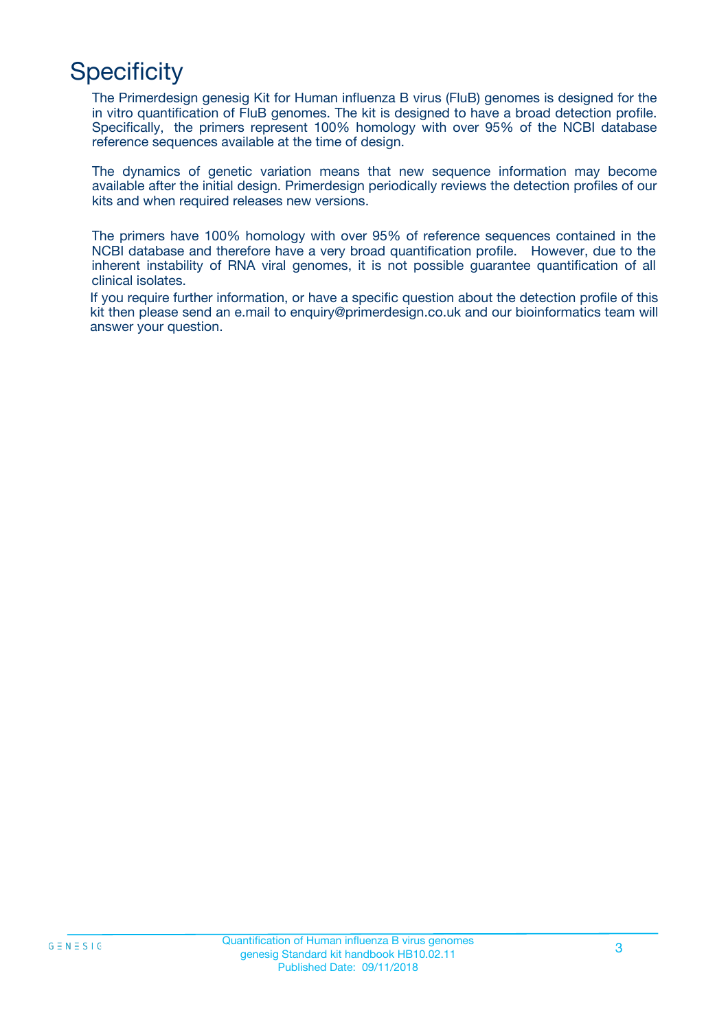# Specificity

The Primerdesign genesig Kit for Human influenza B virus (FluB) genomes is designed for the in vitro quantification of FluB genomes. The kit is designed to have a broad detection profile. Specifically, the primers represent 100% homology with over 95% of the NCBI database reference sequences available at the time of design.

The dynamics of genetic variation means that new sequence information may become available after the initial design. Primerdesign periodically reviews the detection profiles of our kits and when required releases new versions.

The primers have 100% homology with over 95% of reference sequences contained in the NCBI database and therefore have a very broad quantification profile. However, due to the inherent instability of RNA viral genomes, it is not possible guarantee quantification of all clinical isolates.

If you require further information, or have a specific question about the detection profile of this kit then please send an e.mail to enquiry@primerdesign.co.uk and our bioinformatics team will answer your question.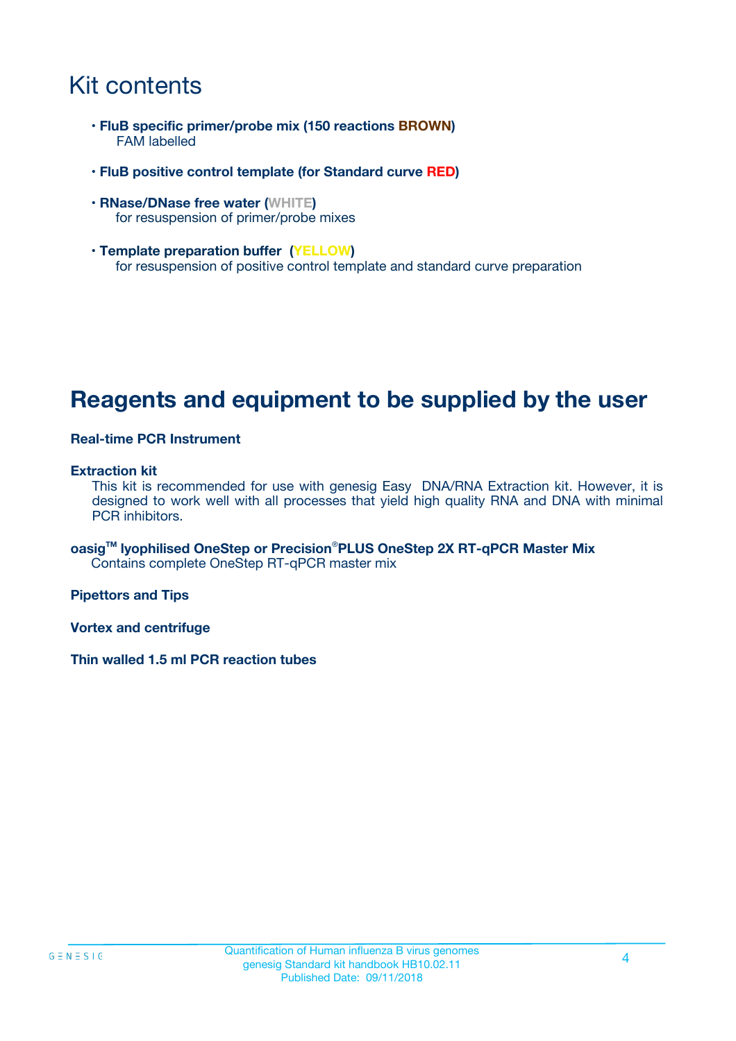# Kit contents

- **FluB specific primer/probe mix (150 reactions BROWN)**
  FAM labelled
- **FluB positive control template (for Standard curve RED)**
- **RNase/DNase free water (WHITE)**
  for resuspension of primer/probe mixes
- **Template preparation buffer (YELLOW)**
  for resuspension of positive control template and standard curve preparation

# Reagents and equipment to be supplied by the user

**Real-time PCR Instrument**

**Extraction kit**

This kit is recommended for use with genesig Easy DNA/RNA Extraction kit. However, it is designed to work well with all processes that yield high quality RNA and DNA with minimal PCR inhibitors.

**oasig™ lyophilised OneStep or Precision®PLUS OneStep 2X RT-qPCR Master Mix**

Contains complete OneStep RT-qPCR master mix

**Pipettors and Tips**

**Vortex and centrifuge**

**Thin walled 1.5 ml PCR reaction tubes**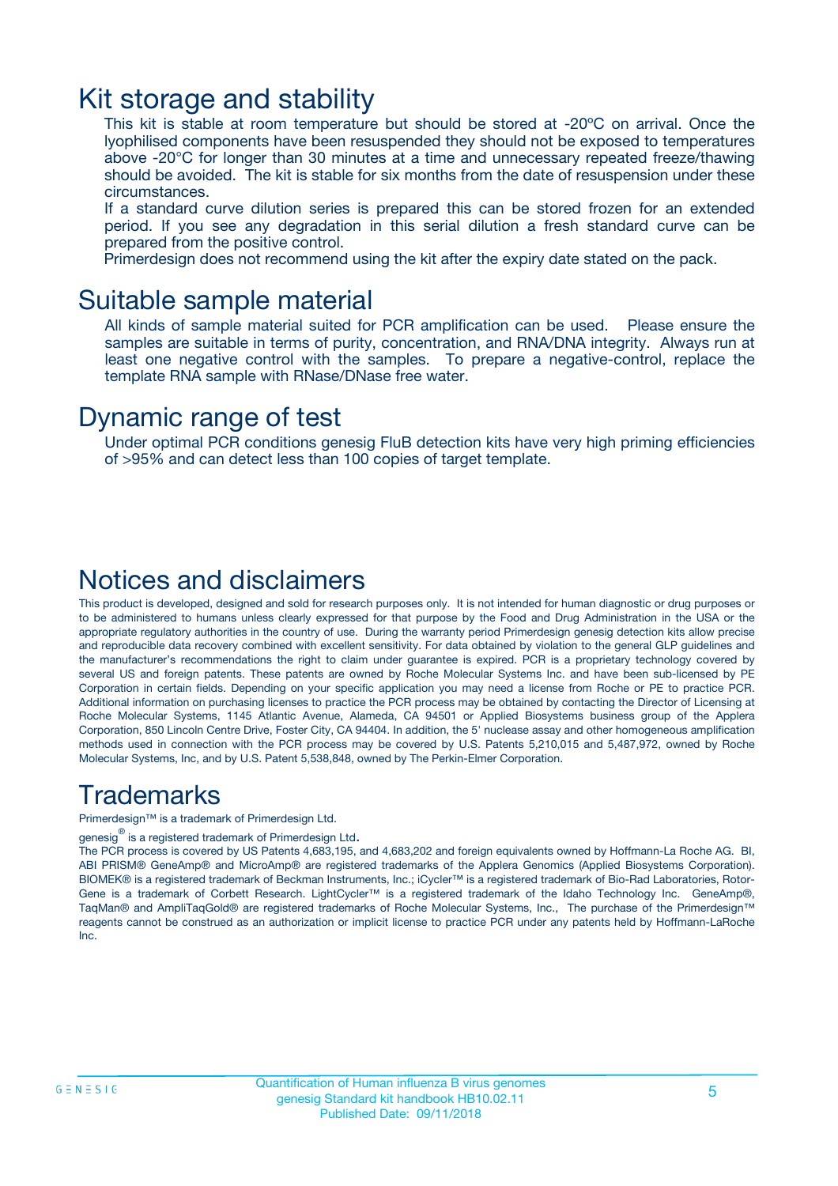# Kit storage and stability

This kit is stable at room temperature but should be stored at -20ºC on arrival. Once the lyophilised components have been resuspended they should not be exposed to temperatures above -20°C for longer than 30 minutes at a time and unnecessary repeated freeze/thawing should be avoided. The kit is stable for six months from the date of resuspension under these circumstances.

If a standard curve dilution series is prepared this can be stored frozen for an extended period. If you see any degradation in this serial dilution a fresh standard curve can be prepared from the positive control.

Primerdesign does not recommend using the kit after the expiry date stated on the pack.

# Suitable sample material

All kinds of sample material suited for PCR amplification can be used. Please ensure the samples are suitable in terms of purity, concentration, and RNA/DNA integrity. Always run at least one negative control with the samples. To prepare a negative-control, replace the template RNA sample with RNase/DNase free water.

# Dynamic range of test

Under optimal PCR conditions genesig FluB detection kits have very high priming efficiencies of >95% and can detect less than 100 copies of target template.

# Notices and disclaimers

This product is developed, designed and sold for research purposes only. It is not intended for human diagnostic or drug purposes or to be administered to humans unless clearly expressed for that purpose by the Food and Drug Administration in the USA or the appropriate regulatory authorities in the country of use. During the warranty period Primerdesign genesig detection kits allow precise and reproducible data recovery combined with excellent sensitivity. For data obtained by violation to the general GLP guidelines and the manufacturer's recommendations the right to claim under guarantee is expired. PCR is a proprietary technology covered by several US and foreign patents. These patents are owned by Roche Molecular Systems Inc. and have been sub-licensed by PE Corporation in certain fields. Depending on your specific application you may need a license from Roche or PE to practice PCR. Additional information on purchasing licenses to practice the PCR process may be obtained by contacting the Director of Licensing at Roche Molecular Systems, 1145 Atlantic Avenue, Alameda, CA 94501 or Applied Biosystems business group of the Applera Corporation, 850 Lincoln Centre Drive, Foster City, CA 94404. In addition, the 5' nuclease assay and other homogeneous amplification methods used in connection with the PCR process may be covered by U.S. Patents 5,210,015 and 5,487,972, owned by Roche Molecular Systems, Inc, and by U.S. Patent 5,538,848, owned by The Perkin-Elmer Corporation.

# Trademarks

Primerdesign™ is a trademark of Primerdesign Ltd.

genesig® is a registered trademark of Primerdesign Ltd.

The PCR process is covered by US Patents 4,683,195, and 4,683,202 and foreign equivalents owned by Hoffmann-La Roche AG. BI, ABI PRISM® GeneAmp® and MicroAmp® are registered trademarks of the Applera Genomics (Applied Biosystems Corporation). BIOMEK® is a registered trademark of Beckman Instruments, Inc.; iCycler™ is a registered trademark of Bio-Rad Laboratories, Rotor-Gene is a trademark of Corbett Research. LightCycler™ is a registered trademark of the Idaho Technology Inc. GeneAmp®, TaqMan® and AmpliTaqGold® are registered trademarks of Roche Molecular Systems, Inc., The purchase of the Primerdesign™ reagents cannot be construed as an authorization or implicit license to practice PCR under any patents held by Hoffmann-LaRoche Inc.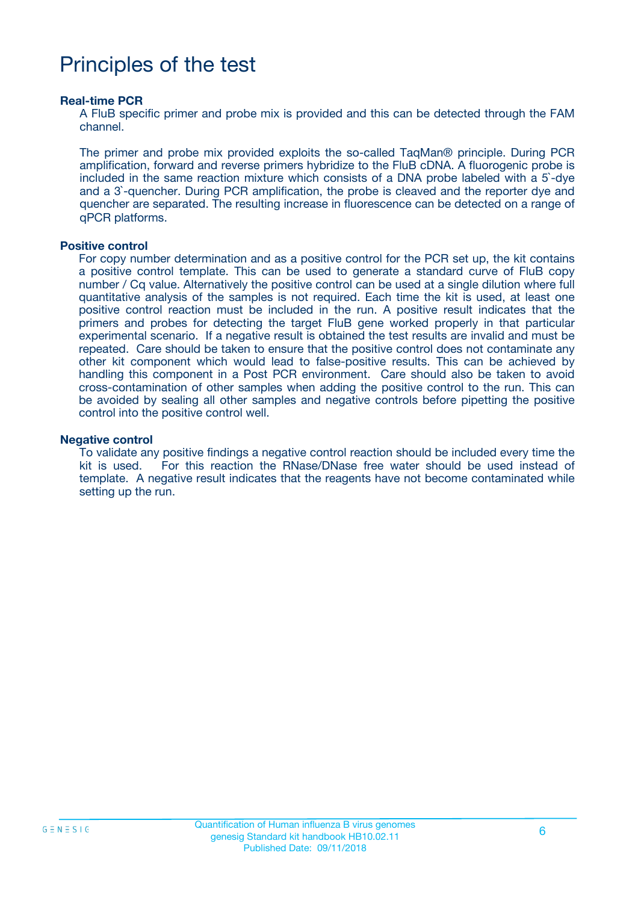# Principles of the test

### Real-time PCR

A FluB specific primer and probe mix is provided and this can be detected through the FAM channel.

The primer and probe mix provided exploits the so-called TaqMan® principle. During PCR amplification, forward and reverse primers hybridize to the FluB cDNA. A fluorogenic probe is included in the same reaction mixture which consists of a DNA probe labeled with a 5`-dye and a 3`-quencher. During PCR amplification, the probe is cleaved and the reporter dye and quencher are separated. The resulting increase in fluorescence can be detected on a range of qPCR platforms.

### Positive control

For copy number determination and as a positive control for the PCR set up, the kit contains a positive control template. This can be used to generate a standard curve of FluB copy number / Cq value. Alternatively the positive control can be used at a single dilution where full quantitative analysis of the samples is not required. Each time the kit is used, at least one positive control reaction must be included in the run. A positive result indicates that the primers and probes for detecting the target FluB gene worked properly in that particular experimental scenario. If a negative result is obtained the test results are invalid and must be repeated. Care should be taken to ensure that the positive control does not contaminate any other kit component which would lead to false-positive results. This can be achieved by handling this component in a Post PCR environment. Care should also be taken to avoid cross-contamination of other samples when adding the positive control to the run. This can be avoided by sealing all other samples and negative controls before pipetting the positive control into the positive control well.

### Negative control

To validate any positive findings a negative control reaction should be included every time the kit is used. For this reaction the RNase/DNase free water should be used instead of template. A negative result indicates that the reagents have not become contaminated while setting up the run.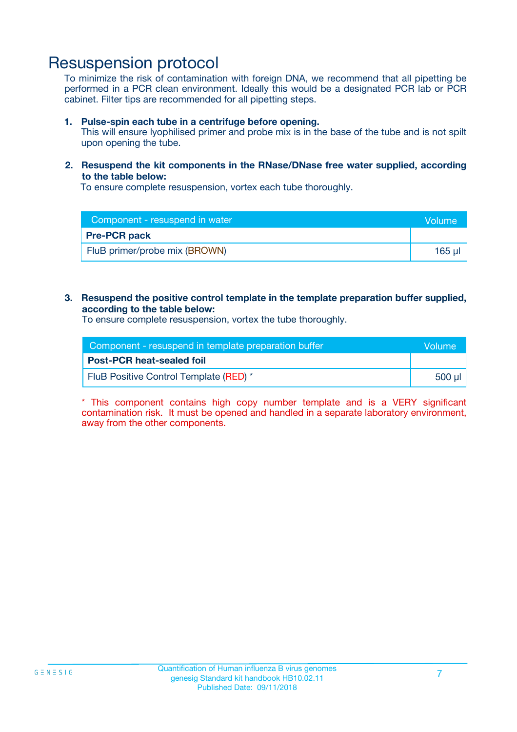# Resuspension protocol

To minimize the risk of contamination with foreign DNA, we recommend that all pipetting be performed in a PCR clean environment. Ideally this would be a designated PCR lab or PCR cabinet. Filter tips are recommended for all pipetting steps.

1. **Pulse-spin each tube in a centrifuge before opening.**
   This will ensure lyophilised primer and probe mix is in the base of the tube and is not spilt upon opening the tube.

2. **Resuspend the kit components in the RNase/DNase free water supplied, according to the table below:**
   To ensure complete resuspension, vortex each tube thoroughly.

| Component - resuspend in water | Volume |
| --- | --- |
| **Pre-PCR pack** | |
| FluB primer/probe mix (BROWN) | 165 µl |

3. **Resuspend the positive control template in the template preparation buffer supplied, according to the table below:**
   To ensure complete resuspension, vortex the tube thoroughly.

| Component - resuspend in template preparation buffer | Volume |
| --- | --- |
| **Post-PCR heat-sealed foil** | |
| FluB Positive Control Template (RED) * | 500 µl |

\* This component contains high copy number template and is a VERY significant contamination risk. It must be opened and handled in a separate laboratory environment, away from the other components.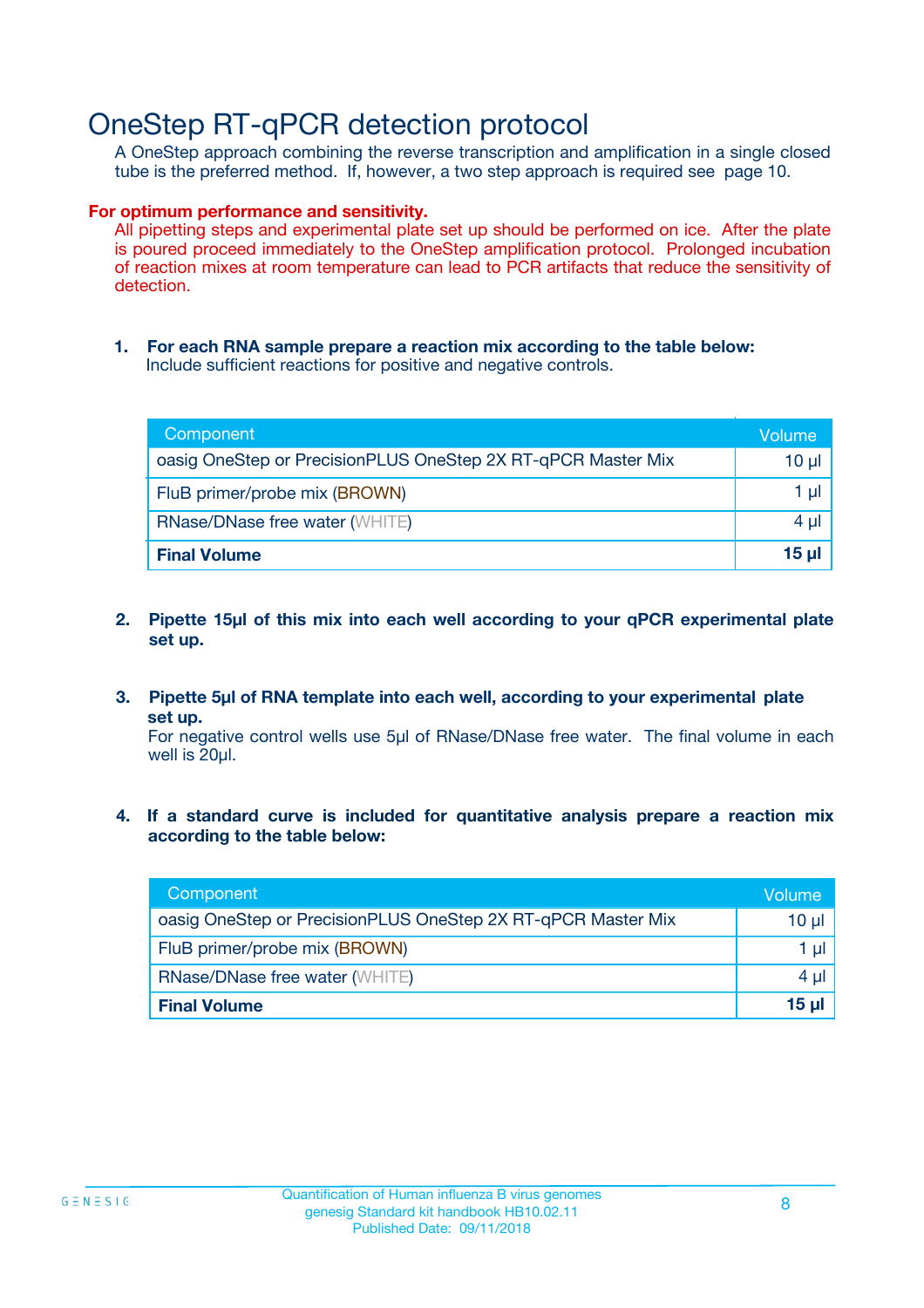# OneStep RT-qPCR detection protocol

A OneStep approach combining the reverse transcription and amplification in a single closed tube is the preferred method. If, however, a two step approach is required see page 10.

**For optimum performance and sensitivity.**

All pipetting steps and experimental plate set up should be performed on ice. After the plate is poured proceed immediately to the OneStep amplification protocol. Prolonged incubation of reaction mixes at room temperature can lead to PCR artifacts that reduce the sensitivity of detection.

1. **For each RNA sample prepare a reaction mix according to the table below:**
   Include sufficient reactions for positive and negative controls.

| Component | Volume |
|---|---|
| oasig OneStep or PrecisionPLUS OneStep 2X RT-qPCR Master Mix | 10 µl |
| FluB primer/probe mix (BROWN) | 1 µl |
| RNase/DNase free water (WHITE) | 4 µl |
| **Final Volume** | **15 µl** |

2. **Pipette 15µl of this mix into each well according to your qPCR experimental plate set up.**

3. **Pipette 5µl of RNA template into each well, according to your experimental plate set up.**
   For negative control wells use 5µl of RNase/DNase free water. The final volume in each well is 20µl.

4. **If a standard curve is included for quantitative analysis prepare a reaction mix according to the table below:**

| Component | Volume |
|---|---|
| oasig OneStep or PrecisionPLUS OneStep 2X RT-qPCR Master Mix | 10 µl |
| FluB primer/probe mix (BROWN) | 1 µl |
| RNase/DNase free water (WHITE) | 4 µl |
| **Final Volume** | **15 µl** |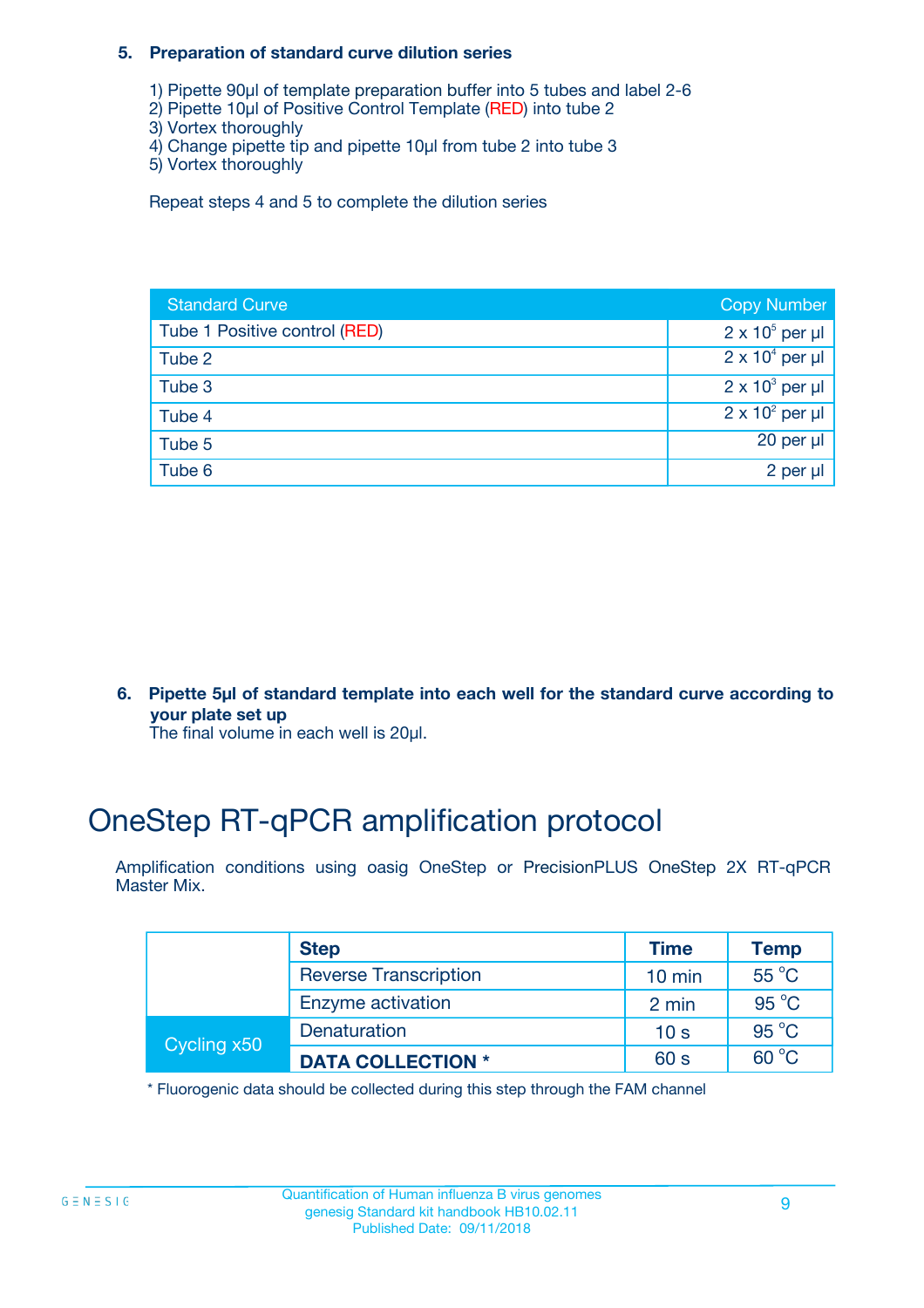**5. Preparation of standard curve dilution series**

1) Pipette 90µl of template preparation buffer into 5 tubes and label 2-6
2) Pipette 10µl of Positive Control Template (RED) into tube 2
3) Vortex thoroughly
4) Change pipette tip and pipette 10µl from tube 2 into tube 3
5) Vortex thoroughly

Repeat steps 4 and 5 to complete the dilution series

| Standard Curve | Copy Number |
|---|---|
| Tube 1 Positive control (RED) | $2 \times 10^5$ per µl |
| Tube 2 | $2 \times 10^4$ per µl |
| Tube 3 | $2 \times 10^3$ per µl |
| Tube 4 | $2 \times 10^2$ per µl |
| Tube 5 | 20 per µl |
| Tube 6 | 2 per µl |

**6. Pipette 5µl of standard template into each well for the standard curve according to your plate set up**
The final volume in each well is 20µl.

# OneStep RT-qPCR amplification protocol

Amplification conditions using oasig OneStep or PrecisionPLUS OneStep 2X RT-qPCR Master Mix.

| | Step | Time | Temp |
|---|---|---|---|
| | Reverse Transcription | 10 min | 55 °C |
| | Enzyme activation | 2 min | 95 °C |
| Cycling x50 | Denaturation | 10 s | 95 °C |
| | **DATA COLLECTION *** | 60 s | 60 °C |

* Fluorogenic data should be collected during this step through the FAM channel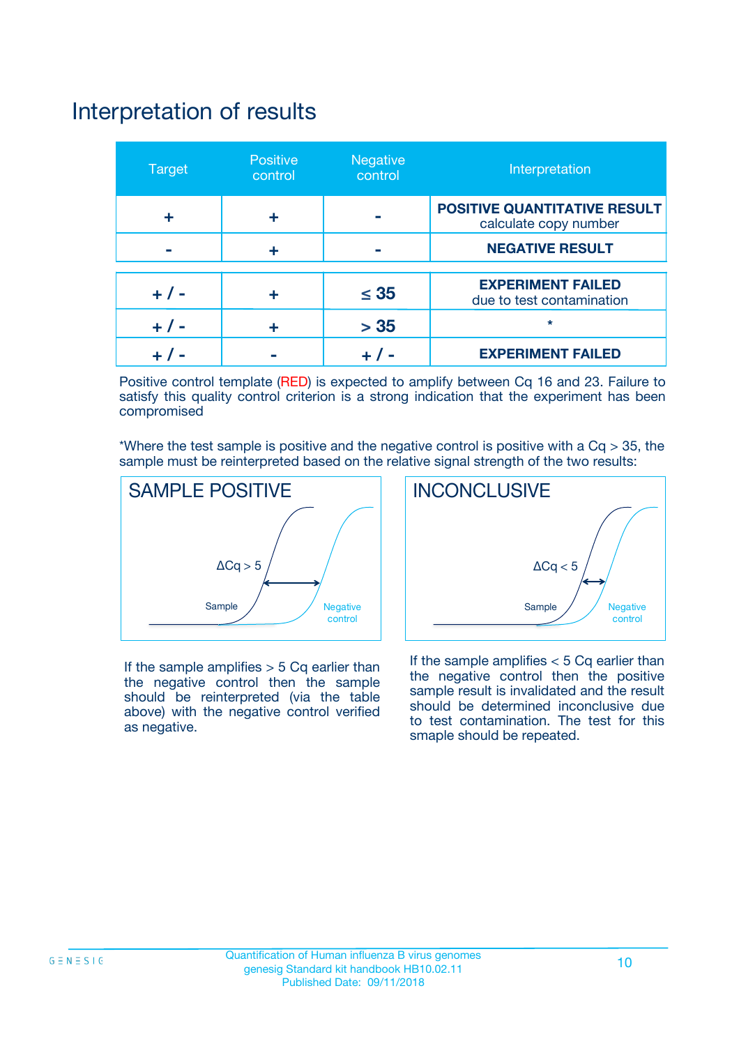# Interpretation of results

| Target | Positive control | Negative control | Interpretation |
|---|---|---|---|
| + | + | - | **POSITIVE QUANTITATIVE RESULT** calculate copy number |
| - | + | - | **NEGATIVE RESULT** |
| + / - | + | ≤ 35 | **EXPERIMENT FAILED** due to test contamination |
| + / - | + | > 35 | * |
| + / - | - | + / - | **EXPERIMENT FAILED** |

Positive control template (RED) is expected to amplify between Cq 16 and 23. Failure to satisfy this quality control criterion is a strong indication that the experiment has been compromised

*Where the test sample is positive and the negative control is positive with a Cq > 35, the sample must be reinterpreted based on the relative signal strength of the two results:

SAMPLE POSITIVE

ΔCq > 5

Sample

Negative control

If the sample amplifies > 5 Cq earlier than the negative control then the sample should be reinterpreted (via the table above) with the negative control verified as negative.

INCONCLUSIVE

ΔCq < 5

Sample

Negative control

If the sample amplifies < 5 Cq earlier than the negative control then the positive sample result is invalidated and the result should be determined inconclusive due to test contamination. The test for this smaple should be repeated.